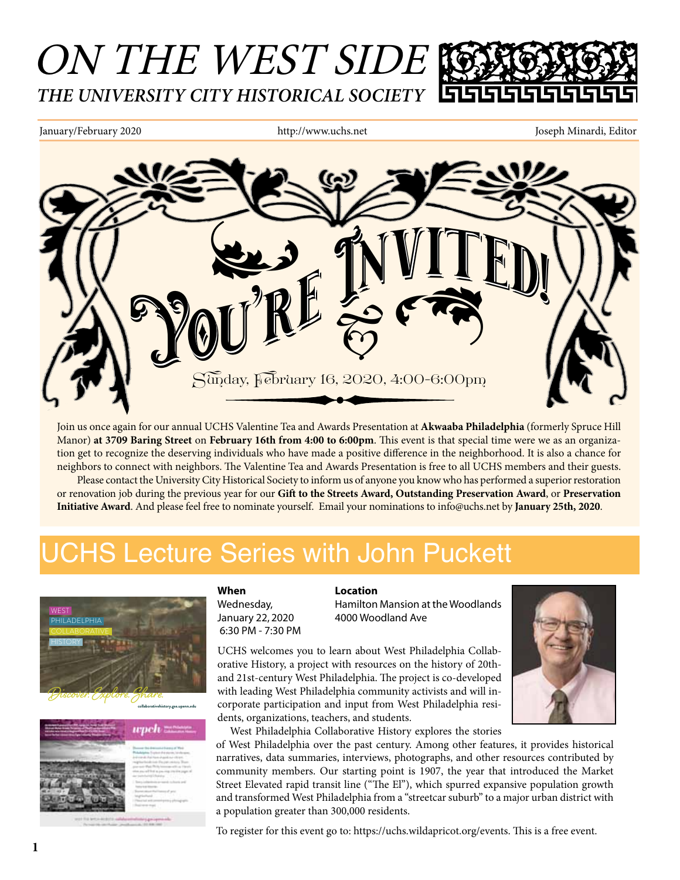# ON THE WEST SIDE

## THE UNIVERSITY CITY HISTORICAL SOCIETY

January/February 2020 | http://www.uchs.net | Joseph Minardi, Editor

# You're Invited!

Sunday, February 16, 2020, 4:00-6:00pm

Join us once again for our annual UCHS Valentine Tea and Awards Presentation at **Akwaaba Philadelphia** (formerly Spruce Hill Manor) **at 3709 Baring Street** on **February 16th from 4:00 to 6:00pm**. This event is that special time were we as an organization get to recognize the deserving individuals who have made a positive difference in the neighborhood. It is also a chance for neighbors to connect with neighbors. The Valentine Tea and Awards Presentation is free to all UCHS members and their guests.

Please contact the University City Historical Society to inform us of anyone you know who has performed a superior restoration or renovation job during the previous year for our **Gift to the Streets Award, Outstanding Preservation Award**, or **Preservation Initiative Award**. And please feel free to nominate yourself. Email your nominations to info@uchs.net by **January 25th, 2020**.

# UCHS Lecture Series with John Puckett

**When**
Wednesday,
January 22, 2020
6:30 PM - 7:30 PM

**Location**
Hamilton Mansion at the Woodlands
4000 Woodland Ave

UCHS welcomes you to learn about West Philadelphia Collaborative History, a project with resources on the history of 20th- and 21st-century West Philadelphia. The project is co-developed with leading West Philadelphia community activists and will incorporate participation and input from West Philadelphia residents, organizations, teachers, and students.

West Philadelphia Collaborative History explores the stories of West Philadelphia over the past century. Among other features, it provides historical narratives, data summaries, interviews, photographs, and other resources contributed by community members. Our starting point is 1907, the year that introduced the Market Street Elevated rapid transit line ("The El"), which spurred expansive population growth and transformed West Philadelphia from a "streetcar suburb" to a major urban district with a population greater than 300,000 residents.

To register for this event go to: https://uchs.wildapricot.org/events. This is a free event.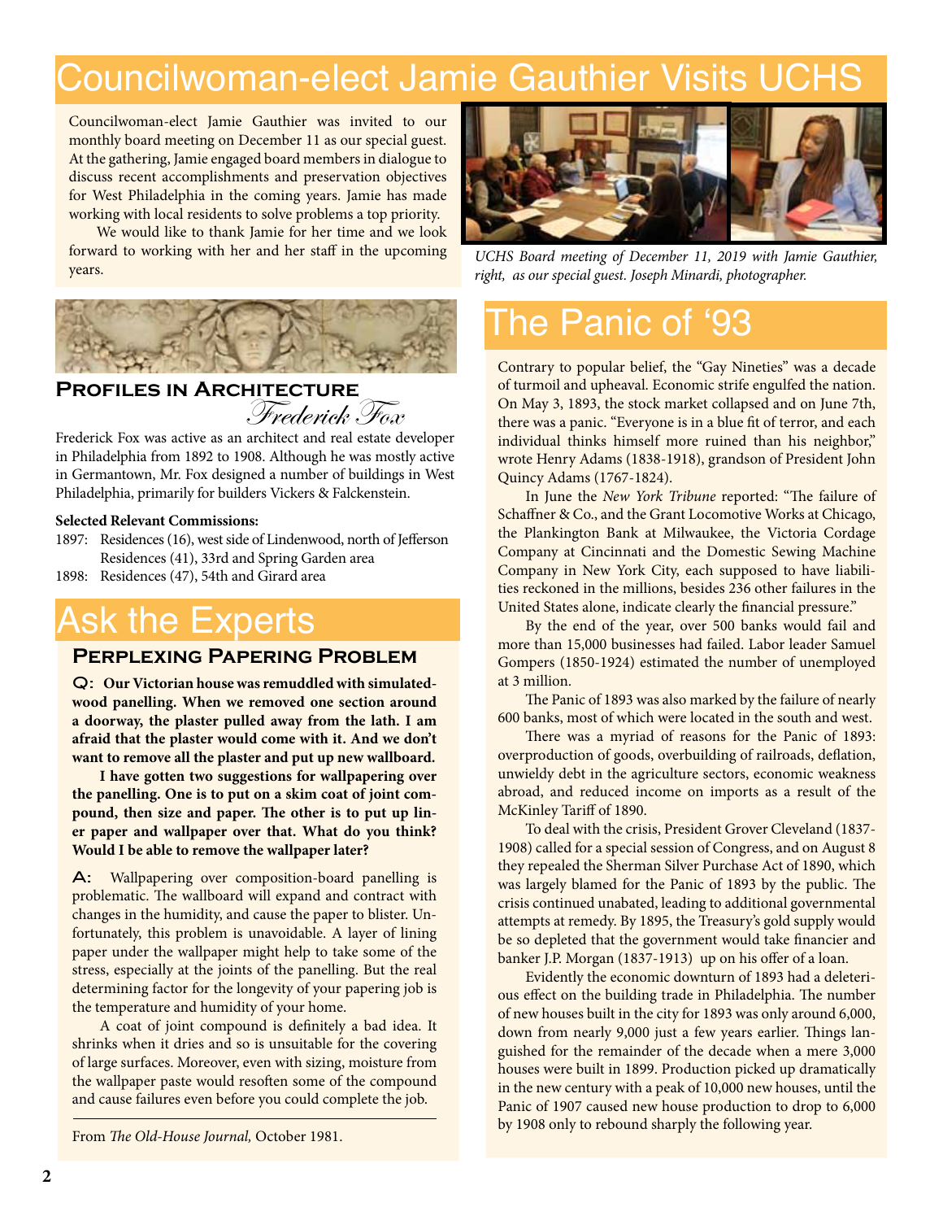# Councilwoman-elect Jamie Gauthier Visits UCHS

Councilwoman-elect Jamie Gauthier was invited to our monthly board meeting on December 11 as our special guest. At the gathering, Jamie engaged board members in dialogue to discuss recent accomplishments and preservation objectives for West Philadelphia in the coming years. Jamie has made working with local residents to solve problems a top priority.

We would like to thank Jamie for her time and we look forward to working with her and her staff in the upcoming years.

*UCHS Board meeting of December 11, 2019 with Jamie Gauthier, right, as our special guest. Joseph Minardi, photographer.*

## Profiles in Architecture

### Frederick Fox

Frederick Fox was active as an architect and real estate developer in Philadelphia from 1892 to 1908. Although he was mostly active in Germantown, Mr. Fox designed a number of buildings in West Philadelphia, primarily for builders Vickers & Falckenstein.

**Selected Relevant Commissions:**

1897: Residences (16), west side of Lindenwood, north of Jefferson
Residences (41), 33rd and Spring Garden area

1898: Residences (47), 54th and Girard area

# Ask the Experts

## Perplexing Papering Problem

**Q: Our Victorian house was remuddled with simulated-wood panelling. When we removed one section around a doorway, the plaster pulled away from the lath. I am afraid that the plaster would come with it. And we don't want to remove all the plaster and put up new wallboard.**

**I have gotten two suggestions for wallpapering over the panelling. One is to put on a skim coat of joint compound, then size and paper. The other is to put up liner paper and wallpaper over that. What do you think? Would I be able to remove the wallpaper later?**

**A:** Wallpapering over composition-board panelling is problematic. The wallboard will expand and contract with changes in the humidity, and cause the paper to blister. Unfortunately, this problem is unavoidable. A layer of lining paper under the wallpaper might help to take some of the stress, especially at the joints of the panelling. But the real determining factor for the longevity of your papering job is the temperature and humidity of your home.

A coat of joint compound is definitely a bad idea. It shrinks when it dries and so is unsuitable for the covering of large surfaces. Moreover, even with sizing, moisture from the wallpaper paste would resoften some of the compound and cause failures even before you could complete the job.

From *The Old-House Journal,* October 1981.

# The Panic of '93

Contrary to popular belief, the "Gay Nineties" was a decade of turmoil and upheaval. Economic strife engulfed the nation. On May 3, 1893, the stock market collapsed and on June 7th, there was a panic. "Everyone is in a blue fit of terror, and each individual thinks himself more ruined than his neighbor," wrote Henry Adams (1838-1918), grandson of President John Quincy Adams (1767-1824).

In June the *New York Tribune* reported: "The failure of Schaffner & Co., and the Grant Locomotive Works at Chicago, the Plankington Bank at Milwaukee, the Victoria Cordage Company at Cincinnati and the Domestic Sewing Machine Company in New York City, each supposed to have liabilities reckoned in the millions, besides 236 other failures in the United States alone, indicate clearly the financial pressure."

By the end of the year, over 500 banks would fail and more than 15,000 businesses had failed. Labor leader Samuel Gompers (1850-1924) estimated the number of unemployed at 3 million.

The Panic of 1893 was also marked by the failure of nearly 600 banks, most of which were located in the south and west.

There was a myriad of reasons for the Panic of 1893: overproduction of goods, overbuilding of railroads, deflation, unwieldy debt in the agriculture sectors, economic weakness abroad, and reduced income on imports as a result of the McKinley Tariff of 1890.

To deal with the crisis, President Grover Cleveland (1837-1908) called for a special session of Congress, and on August 8 they repealed the Sherman Silver Purchase Act of 1890, which was largely blamed for the Panic of 1893 by the public. The crisis continued unabated, leading to additional governmental attempts at remedy. By 1895, the Treasury's gold supply would be so depleted that the government would take financier and banker J.P. Morgan (1837-1913) up on his offer of a loan.

Evidently the economic downturn of 1893 had a deleterious effect on the building trade in Philadelphia. The number of new houses built in the city for 1893 was only around 6,000, down from nearly 9,000 just a few years earlier. Things languished for the remainder of the decade when a mere 3,000 houses were built in 1899. Production picked up dramatically in the new century with a peak of 10,000 new houses, until the Panic of 1907 caused new house production to drop to 6,000 by 1908 only to rebound sharply the following year.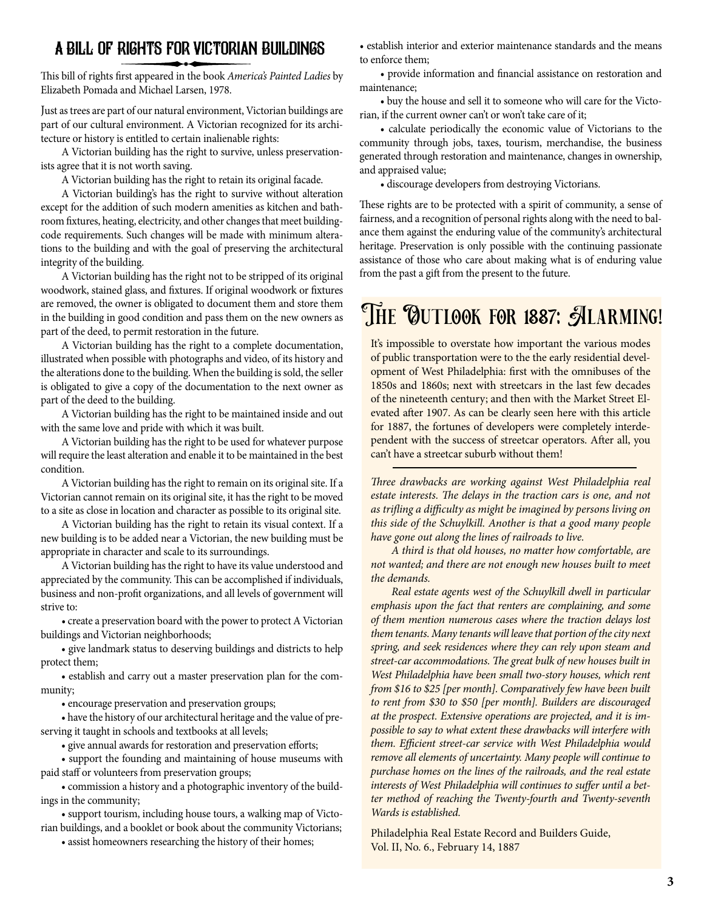## A Bill of Rights for Victorian Buildings

This bill of rights first appeared in the book *America's Painted Ladies* by Elizabeth Pomada and Michael Larsen, 1978.

Just as trees are part of our natural environment, Victorian buildings are part of our cultural environment. A Victorian recognized for its architecture or history is entitled to certain inalienable rights:

A Victorian building has the right to survive, unless preservationists agree that it is not worth saving.

A Victorian building has the right to retain its original facade.

A Victorian building's has the right to survive without alteration except for the addition of such modern amenities as kitchen and bathroom fixtures, heating, electricity, and other changes that meet building-code requirements. Such changes will be made with minimum alterations to the building and with the goal of preserving the architectural integrity of the building.

A Victorian building has the right not to be stripped of its original woodwork, stained glass, and fixtures. If original woodwork or fixtures are removed, the owner is obligated to document them and store them in the building in good condition and pass them on the new owners as part of the deed, to permit restoration in the future.

A Victorian building has the right to a complete documentation, illustrated when possible with photographs and video, of its history and the alterations done to the building. When the building is sold, the seller is obligated to give a copy of the documentation to the next owner as part of the deed to the building.

A Victorian building has the right to be maintained inside and out with the same love and pride with which it was built.

A Victorian building has the right to be used for whatever purpose will require the least alteration and enable it to be maintained in the best condition.

A Victorian building has the right to remain on its original site. If a Victorian cannot remain on its original site, it has the right to be moved to a site as close in location and character as possible to its original site.

A Victorian building has the right to retain its visual context. If a new building is to be added near a Victorian, the new building must be appropriate in character and scale to its surroundings.

A Victorian building has the right to have its value understood and appreciated by the community. This can be accomplished if individuals, business and non-profit organizations, and all levels of government will strive to:

- create a preservation board with the power to protect A Victorian buildings and Victorian neighborhoods;
- give landmark status to deserving buildings and districts to help protect them;
- establish and carry out a master preservation plan for the community;
- encourage preservation and preservation groups;
- have the history of our architectural heritage and the value of preserving it taught in schools and textbooks at all levels;
- give annual awards for restoration and preservation efforts;
- support the founding and maintaining of house museums with paid staff or volunteers from preservation groups;
- commission a history and a photographic inventory of the buildings in the community;
- support tourism, including house tours, a walking map of Victorian buildings, and a booklet or book about the community Victorians;
- assist homeowners researching the history of their homes;
- establish interior and exterior maintenance standards and the means to enforce them;
- provide information and financial assistance on restoration and maintenance;
- buy the house and sell it to someone who will care for the Victorian, if the current owner can't or won't take care of it;
- calculate periodically the economic value of Victorians to the community through jobs, taxes, tourism, merchandise, the business generated through restoration and maintenance, changes in ownership, and appraised value;
- discourage developers from destroying Victorians.

These rights are to be protected with a spirit of community, a sense of fairness, and a recognition of personal rights along with the need to balance them against the enduring value of the community's architectural heritage. Preservation is only possible with the continuing passionate assistance of those who care about making what is of enduring value from the past a gift from the present to the future.

## The Outlook for 1887: Alarming!

It's impossible to overstate how important the various modes of public transportation were to the the early residential development of West Philadelphia: first with the omnibuses of the 1850s and 1860s; next with streetcars in the last few decades of the nineteenth century; and then with the Market Street Elevated after 1907. As can be clearly seen here with this article for 1887, the fortunes of developers were completely interdependent with the success of streetcar operators. After all, you can't have a streetcar suburb without them!

---

*Three drawbacks are working against West Philadelphia real estate interests. The delays in the traction cars is one, and not as trifling a difficulty as might be imagined by persons living on this side of the Schuylkill. Another is that a good many people have gone out along the lines of railroads to live.*

*A third is that old houses, no matter how comfortable, are not wanted; and there are not enough new houses built to meet the demands.*

*Real estate agents west of the Schuylkill dwell in particular emphasis upon the fact that renters are complaining, and some of them mention numerous cases where the traction delays lost them tenants. Many tenants will leave that portion of the city next spring, and seek residences where they can rely upon steam and street-car accommodations. The great bulk of new houses built in West Philadelphia have been small two-story houses, which rent from $16 to $25 [per month]. Comparatively few have been built to rent from $30 to $50 [per month]. Builders are discouraged at the prospect. Extensive operations are projected, and it is impossible to say to what extent these drawbacks will interfere with them. Efficient street-car service with West Philadelphia would remove all elements of uncertainty. Many people will continue to purchase homes on the lines of the railroads, and the real estate interests of West Philadelphia will continues to suffer until a better method of reaching the Twenty-fourth and Twenty-seventh Wards is established.*

Philadelphia Real Estate Record and Builders Guide, Vol. II, No. 6., February 14, 1887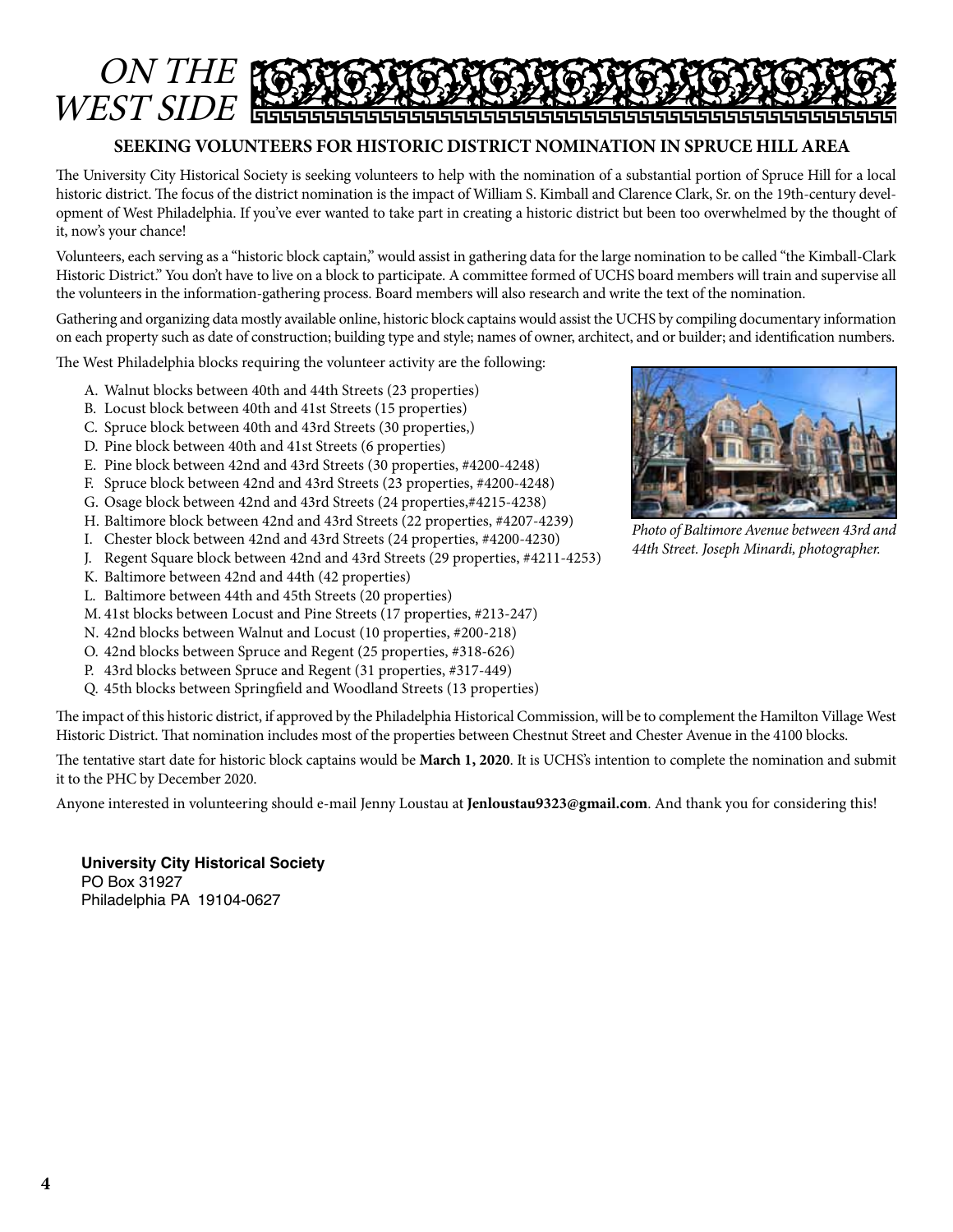ON THE WEST SIDE

## SEEKING VOLUNTEERS FOR HISTORIC DISTRICT NOMINATION IN SPRUCE HILL AREA

The University City Historical Society is seeking volunteers to help with the nomination of a substantial portion of Spruce Hill for a local historic district. The focus of the district nomination is the impact of William S. Kimball and Clarence Clark, Sr. on the 19th-century development of West Philadelphia. If you've ever wanted to take part in creating a historic district but been too overwhelmed by the thought of it, now's your chance!

Volunteers, each serving as a "historic block captain," would assist in gathering data for the large nomination to be called "the Kimball-Clark Historic District." You don't have to live on a block to participate. A committee formed of UCHS board members will train and supervise all the volunteers in the information-gathering process. Board members will also research and write the text of the nomination.

Gathering and organizing data mostly available online, historic block captains would assist the UCHS by compiling documentary information on each property such as date of construction; building type and style; names of owner, architect, and or builder; and identification numbers.

The West Philadelphia blocks requiring the volunteer activity are the following:

A. Walnut blocks between 40th and 44th Streets (23 properties)
B. Locust block between 40th and 41st Streets (15 properties)
C. Spruce block between 40th and 43rd Streets (30 properties,)
D. Pine block between 40th and 41st Streets (6 properties)
E. Pine block between 42nd and 43rd Streets (30 properties, #4200-4248)
F. Spruce block between 42nd and 43rd Streets (23 properties, #4200-4248)
G. Osage block between 42nd and 43rd Streets (24 properties,#4215-4238)
H. Baltimore block between 42nd and 43rd Streets (22 properties, #4207-4239)
I. Chester block between 42nd and 43rd Streets (24 properties, #4200-4230)
J. Regent Square block between 42nd and 43rd Streets (29 properties, #4211-4253)
K. Baltimore between 42nd and 44th (42 properties)
L. Baltimore between 44th and 45th Streets (20 properties)
M. 41st blocks between Locust and Pine Streets (17 properties, #213-247)
N. 42nd blocks between Walnut and Locust (10 properties, #200-218)
O. 42nd blocks between Spruce and Regent (25 properties, #318-626)
P. 43rd blocks between Spruce and Regent (31 properties, #317-449)
Q. 45th blocks between Springfield and Woodland Streets (13 properties)

*Photo of Baltimore Avenue between 43rd and 44th Street. Joseph Minardi, photographer.*

The impact of this historic district, if approved by the Philadelphia Historical Commission, will be to complement the Hamilton Village West Historic District. That nomination includes most of the properties between Chestnut Street and Chester Avenue in the 4100 blocks.

The tentative start date for historic block captains would be **March 1, 2020**. It is UCHS's intention to complete the nomination and submit it to the PHC by December 2020.

Anyone interested in volunteering should e-mail Jenny Loustau at **Jenloustau9323@gmail.com**. And thank you for considering this!

**University City Historical Society**
PO Box 31927
Philadelphia PA 19104-0627